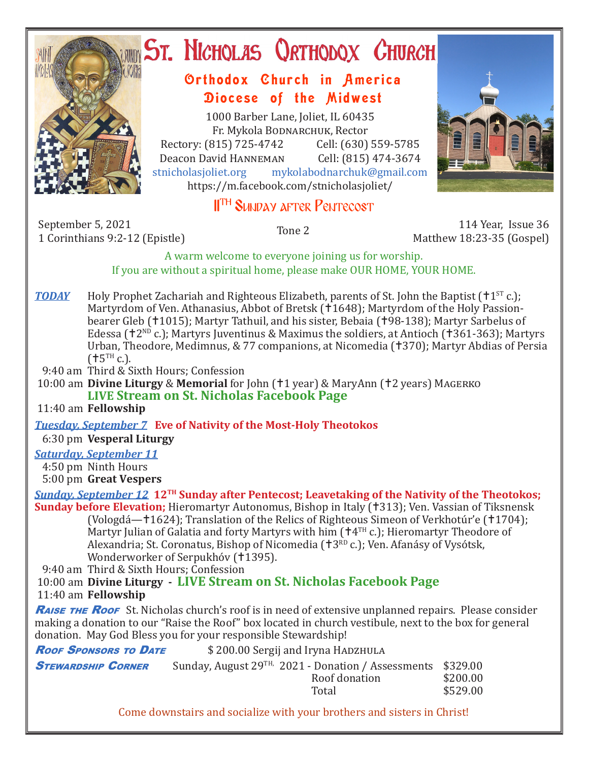# St. Nicholas Orthodox Church

## Orthodox Church in America
## Diocese of the Midwest

1000 Barber Lane, Joliet, IL 60435
Fr. Mykola Bodnarchuk, Rector
Rectory: (815) 725-4742 Cell: (630) 559-5785
Deacon David Hanneman Cell: (815) 474-3674
stnicholasjoliet.org mykolabodnarchuk@gmail.com
https://m.facebook.com/stnicholasjoliet/

## 11TH Sunday after Pentecost

September 5, 2021 | Tone 2 | 114 Year, Issue 36
1 Corinthians 9:2-12 (Epistle) | Matthew 18:23-35 (Gospel)

A warm welcome to everyone joining us for worship.
If you are without a spiritual home, please make OUR HOME, YOUR HOME.

***TODAY*** Holy Prophet Zachariah and Righteous Elizabeth, parents of St. John the Baptist (✝1ST c.); Martyrdom of Ven. Athanasius, Abbot of Bretsk (✝1648); Martyrdom of the Holy Passion-bearer Gleb (✝1015); Martyr Tathuil, and his sister, Bebaia (✝98-138); Martyr Sarbelus of Edessa (✝2ND c.); Martyrs Juventinus & Maximus the soldiers, at Antioch (✝361-363); Martyrs Urban, Theodore, Medimnus, & 77 companions, at Nicomedia (✝370); Martyr Abdias of Persia (✝5TH c.).

9:40 am Third & Sixth Hours; Confession
10:00 am **Divine Liturgy** & **Memorial** for John (✝1 year) & MaryAnn (✝2 years) Magerko
**LIVE Stream on St. Nicholas Facebook Page**
11:40 am **Fellowship**

***Tuesday, September 7*** **Eve of Nativity of the Most-Holy Theotokos**
6:30 pm **Vesperal Liturgy**

***Saturday, September 11***
4:50 pm Ninth Hours
5:00 pm **Great Vespers**

***Sunday, September 12*** **12TH Sunday after Pentecost; Leavetaking of the Nativity of the Theotokos; Sunday before Elevation;** Hieromartyr Autonomus, Bishop in Italy (✝313); Ven. Vassian of Tiksnensk (Vologdá—✝1624); Translation of the Relics of Righteous Simeon of Verkhotúr'e (✝1704); Martyr Julian of Galatia and forty Martyrs with him (✝4TH c.); Hieromartyr Theodore of Alexandria; St. Coronatus, Bishop of Nicomedia (✝3RD c.); Ven. Afanásy of Vysótsk, Wonderworker of Serpukhóv (✝1395).

9:40 am Third & Sixth Hours; Confession
10:00 am **Divine Liturgy** - **LIVE Stream on St. Nicholas Facebook Page**
11:40 am **Fellowship**

***Raise the Roof*** St. Nicholas church's roof is in need of extensive unplanned repairs. Please consider making a donation to our "Raise the Roof" box located in church vestibule, next to the box for general donation. May God Bless you for your responsible Stewardship!

***Roof Sponsors to Date*** $ 200.00 Sergij and Iryna Hadzhula

***Stewardship Corner***

| Sunday, August 29TH, 2021 | |
|---|---|
| Donation / Assessments | $329.00 |
| Roof donation | $200.00 |
| Total | $529.00 |

Come downstairs and socialize with your brothers and sisters in Christ!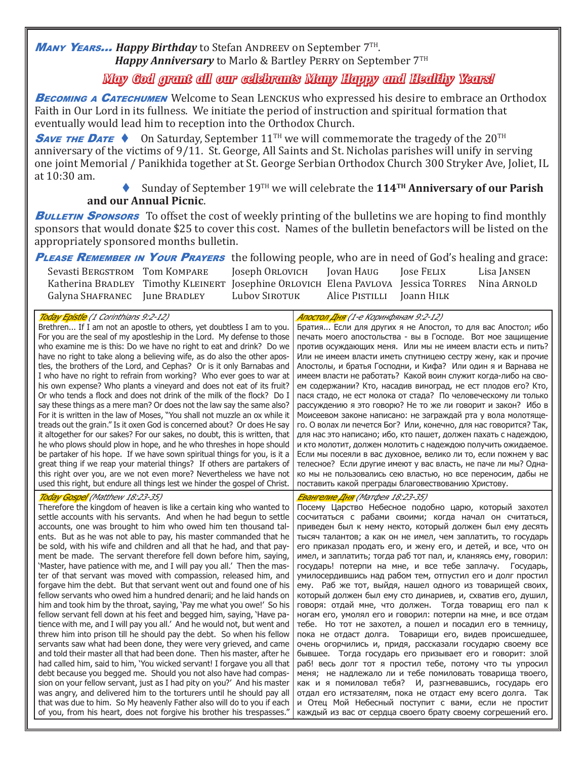**Many Years...** ***Happy Birthday*** to Stefan Andreev on September 7th.
***Happy Anniversary*** to Marlo & Bartley Perry on September 7th

***May God grant all our celebrants Many Happy and Healthy Years!***

**Becoming a Catechumen** Welcome to Sean Lenckus who expressed his desire to embrace an Orthodox Faith in Our Lord in its fullness. We initiate the period of instruction and spiritual formation that eventually would lead him to reception into the Orthodox Church.

**Save the Date** ♦ On Saturday, September 11th we will commemorate the tragedy of the 20th anniversary of the victims of 9/11. St. George, All Saints and St. Nicholas parishes will unify in serving one joint Memorial / Panikhida together at St. George Serbian Orthodox Church 300 Stryker Ave, Joliet, IL at 10:30 am.

♦ Sunday of September 19th we will celebrate the **114th Anniversary of our Parish and our Annual Picnic**.

**Bulletin Sponsors** To offset the cost of weekly printing of the bulletins we are hoping to find monthly sponsors that would donate $25 to cover this cost. Names of the bulletin benefactors will be listed on the appropriately sponsored months bulletin.

**Please Remember in Your Prayers** the following people, who are in need of God's healing and grace:

| | | | | | |
|---|---|---|---|---|---|
| Sevasti Bergstrom | Tom Kompare | Joseph Orlovich | Jovan Haug | Jose Felix | Lisa Jansen |
| Katherina Bradley | Timothy Kleinert | Josephine Orlovich | Elena Pavlova | Jessica Torres | Nina Arnold |
| Galyna Shafranec | June Bradley | Lubov Sirotuk | Alice Pistilli | Joann Hilk | |

*Today Epistle (1 Corinthians 9:2-12)*

Brethren... If I am not an apostle to others, yet doubtless I am to you. For you are the seal of my apostleship in the Lord. My defense to those who examine me is this: Do we have no right to eat and drink? Do we have no right to take along a believing wife, as do also the other apostles, the brothers of the Lord, and Cephas? Or is it only Barnabas and I who have no right to refrain from working? Who ever goes to war at his own expense? Who plants a vineyard and does not eat of its fruit? Or who tends a flock and does not drink of the milk of the flock? Do I say these things as a mere man? Or does not the law say the same also? For it is written in the law of Moses, "You shall not muzzle an ox while it treads out the grain." Is it oxen God is concerned about? Or does He say it altogether for our sakes? For our sakes, no doubt, this is written, that he who plows should plow in hope, and he who threshes in hope should be partaker of his hope. If we have sown spiritual things for you, is it a great thing if we reap your material things? If others are partakers of this right over you, are we not even more? Nevertheless we have not used this right, but endure all things lest we hinder the gospel of Christ.

*Апостол Дня (1-е Коринфянам 9:2-12)*

Братия... Если для других я не Апостол, то для вас Апостол; ибо печать моего апостольства - вы в Господе. Вот мое защищение против осуждающих меня. Или мы не имеем власти есть и пить? Или не имеем власти иметь спутницею сестру жену, как и прочие Апостолы, и братья Господни, и Кифа? Или один я и Варнава не имеем власти не работать? Какой воин служит когда-либо на своем содержании? Кто, насадив виноград, не ест плодов его? Кто, пася стадо, не ест молока от стада? По человеческому ли только рассуждению я это говорю? Не то же ли говорит и закон? Ибо в Моисеевом законе написано: не заграждай рта у вола молотящего. О волах ли печется Бог? Или, конечно, для нас говорится? Так, для нас это написано; ибо, кто пашет, должен пахать с надеждою, и кто молотит, должен молотить с надеждою получить ожидаемое. Если мы посеяли в вас духовное, велико ли то, если пожнем у вас телесное? Если другие имеют у вас власть, не паче ли мы? Однако мы не пользовались сею властью, но все переносим, дабы не поставить какой преграды благовествованию Христову.

*Today Gospel (Matthew 18:23-35)*

Therefore the kingdom of heaven is like a certain king who wanted to settle accounts with his servants. And when he had begun to settle accounts, one was brought to him who owed him ten thousand talents. But as he was not able to pay, his master commanded that he be sold, with his wife and children and all that he had, and that payment be made. The servant therefore fell down before him, saying, 'Master, have patience with me, and I will pay you all.' Then the master of that servant was moved with compassion, released him, and forgave him the debt. But that servant went out and found one of his fellow servants who owed him a hundred denarii; and he laid hands on him and took him by the throat, saying, 'Pay me what you owe!' So his fellow servant fell down at his feet and begged him, saying, 'Have patience with me, and I will pay you all.' And he would not, but went and threw him into prison till he should pay the debt. So when his fellow servants saw what had been done, they were very grieved, and came and told their master all that had been done. Then his master, after he had called him, said to him, 'You wicked servant! I forgave you all that debt because you begged me. Should you not also have had compassion on your fellow servant, just as I had pity on you?' And his master was angry, and delivered him to the torturers until he should pay all that was due to him. So My heavenly Father also will do to you if each of you, from his heart, does not forgive his brother his trespasses."

*Евангелие Дня (Матфея 18:23-35)*

Посему Царство Небесное подобно царю, который захотел сосчитаться с рабами своими; когда начал он считаться, приведен был к нему некто, который должен был ему десять тысяч талантов; а как он не имел, чем заплатить, то государь его приказал продать его, и жену его, и детей, и все, что он имел, и заплатить; тогда раб тот пал, и, кланяясь ему, говорил: государь! потерпи на мне, и все тебе заплачу. Государь, умилосердившись над рабом тем, отпустил его и долг простил ему. Раб же тот, выйдя, нашел одного из товарищей своих, который должен был ему сто динариев, и, схватив его, душил, говоря: отдай мне, что должен. Тогда товарищ его пал к ногам его, умолял его и говорил: потерпи на мне, и все отдам тебе. Но тот не захотел, а пошел и посадил его в темницу, пока не отдаст долга. Товарищи его, видев происшедшее, очень огорчились и, придя, рассказали государю своему все бывшее. Тогда государь его призывает его и говорит: злой раб! весь долг тот я простил тебе, потому что ты упросил меня; не надлежало ли и тебе помиловать товарища твоего, как и я помиловал тебя? И, разгневавшись, государь его отдал его истязателям, пока не отдаст ему всего долга. Так и Отец Мой Небесный поступит с вами, если не простит каждый из вас от сердца своего брату своему согрешений его.